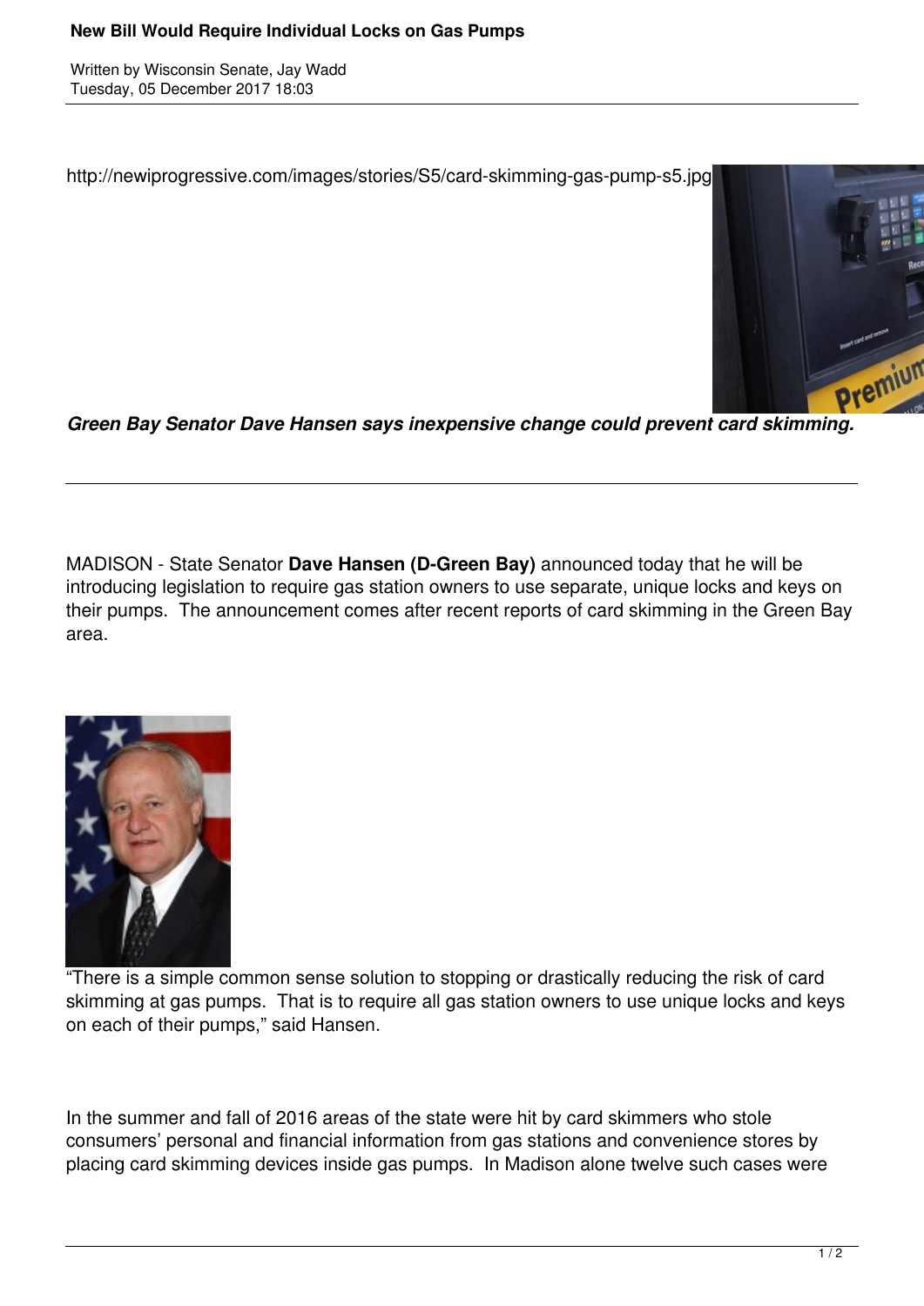# New Bill Would Require Individual Locks on Gas Pumps

Written by Wisconsin Senate, Jay Wadd
Tuesday, 05 December 2017 18:03

http://newiprogressive.com/images/stories/S5/card-skimming-gas-pump-s5.jpg

***Green Bay Senator Dave Hansen says inexpensive change could prevent card skimming.***

---

MADISON - State Senator **Dave Hansen (D-Green Bay)** announced today that he will be introducing legislation to require gas station owners to use separate, unique locks and keys on their pumps. The announcement comes after recent reports of card skimming in the Green Bay area.

"There is a simple common sense solution to stopping or drastically reducing the risk of card skimming at gas pumps. That is to require all gas station owners to use unique locks and keys on each of their pumps," said Hansen.

In the summer and fall of 2016 areas of the state were hit by card skimmers who stole consumers' personal and financial information from gas stations and convenience stores by placing card skimming devices inside gas pumps. In Madison alone twelve such cases were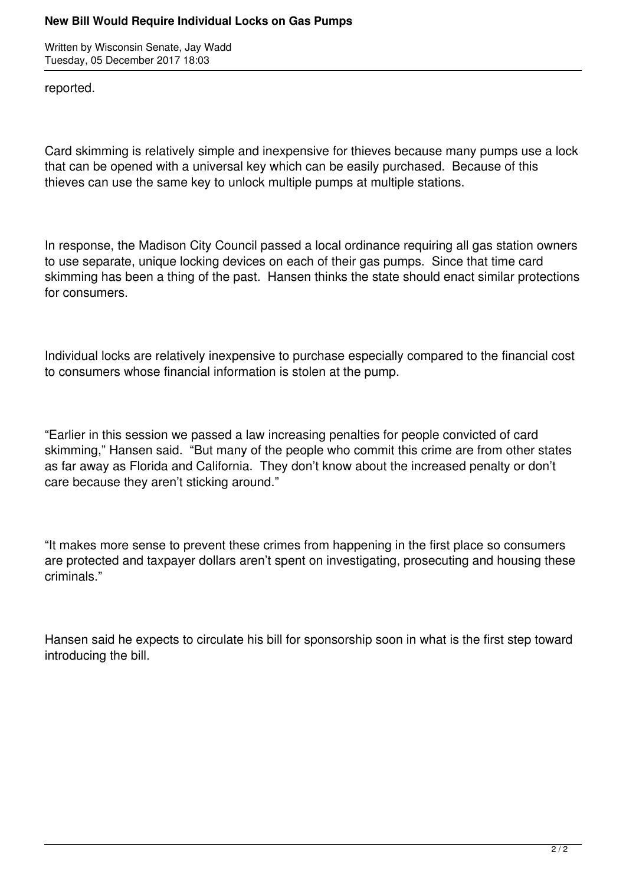reported.

Card skimming is relatively simple and inexpensive for thieves because many pumps use a lock that can be opened with a universal key which can be easily purchased. Because of this thieves can use the same key to unlock multiple pumps at multiple stations.

In response, the Madison City Council passed a local ordinance requiring all gas station owners to use separate, unique locking devices on each of their gas pumps. Since that time card skimming has been a thing of the past. Hansen thinks the state should enact similar protections for consumers.

Individual locks are relatively inexpensive to purchase especially compared to the financial cost to consumers whose financial information is stolen at the pump.

"Earlier in this session we passed a law increasing penalties for people convicted of card skimming," Hansen said. "But many of the people who commit this crime are from other states as far away as Florida and California. They don't know about the increased penalty or don't care because they aren't sticking around."

"It makes more sense to prevent these crimes from happening in the first place so consumers are protected and taxpayer dollars aren't spent on investigating, prosecuting and housing these criminals."

Hansen said he expects to circulate his bill for sponsorship soon in what is the first step toward introducing the bill.